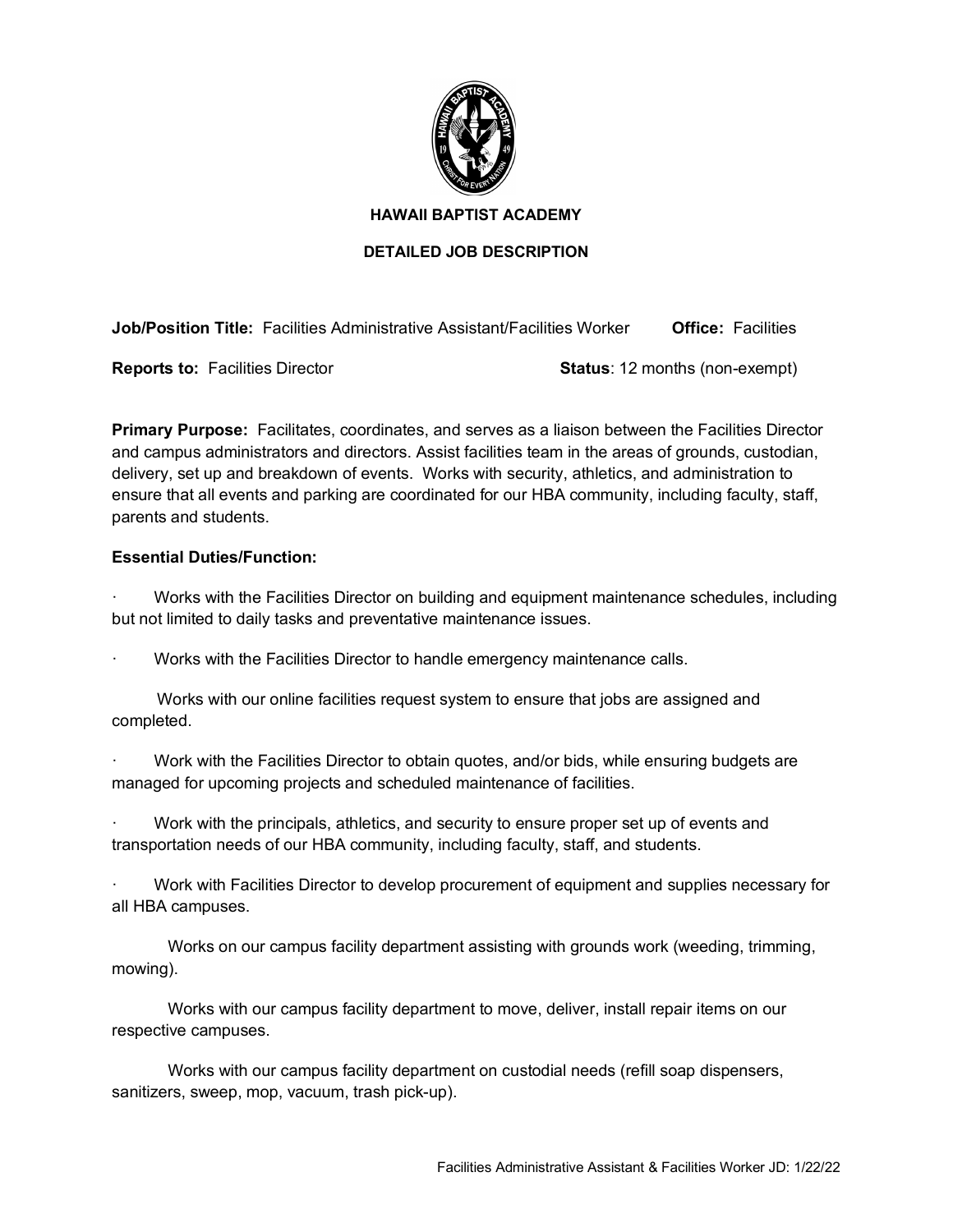# HAWAII BAPTIST ACADEMY

## DETAILED JOB DESCRIPTION

**Job/Position Title:** Facilities Administrative Assistant/Facilities Worker **Office:** Facilities

**Reports to:** Facilities Director **Status**: 12 months (non-exempt)

**Primary Purpose:** Facilitates, coordinates, and serves as a liaison between the Facilities Director and campus administrators and directors. Assist facilities team in the areas of grounds, custodian, delivery, set up and breakdown of events. Works with security, athletics, and administration to ensure that all events and parking are coordinated for our HBA community, including faculty, staff, parents and students.

**Essential Duties/Function:**

- Works with the Facilities Director on building and equipment maintenance schedules, including but not limited to daily tasks and preventative maintenance issues.
- Works with the Facilities Director to handle emergency maintenance calls.
- Works with our online facilities request system to ensure that jobs are assigned and completed.
- Work with the Facilities Director to obtain quotes, and/or bids, while ensuring budgets are managed for upcoming projects and scheduled maintenance of facilities.
- Work with the principals, athletics, and security to ensure proper set up of events and transportation needs of our HBA community, including faculty, staff, and students.
- Work with Facilities Director to develop procurement of equipment and supplies necessary for all HBA campuses.
- Works on our campus facility department assisting with grounds work (weeding, trimming, mowing).
- Works with our campus facility department to move, deliver, install repair items on our respective campuses.
- Works with our campus facility department on custodial needs (refill soap dispensers, sanitizers, sweep, mop, vacuum, trash pick-up).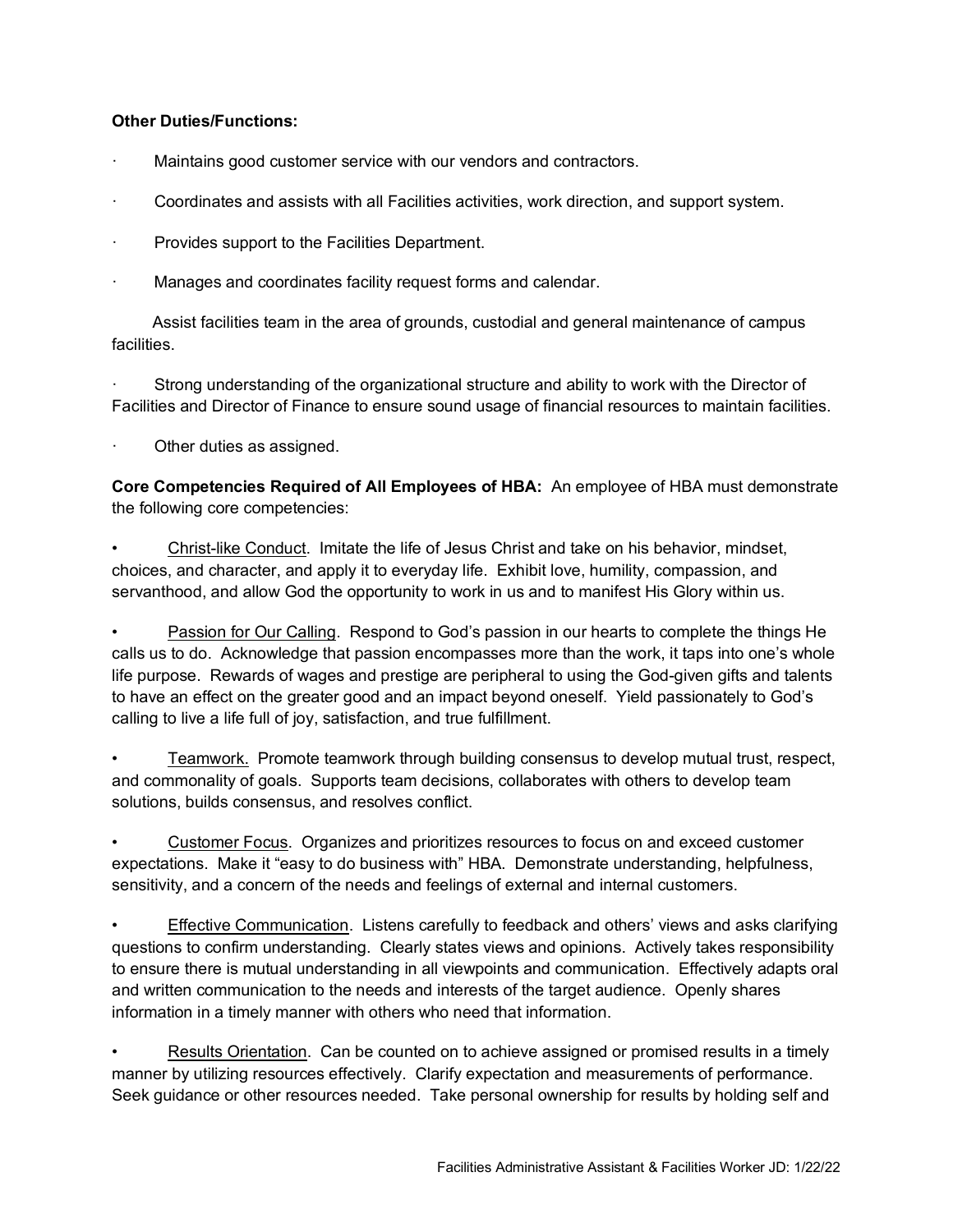**Other Duties/Functions:**

- Maintains good customer service with our vendors and contractors.
- Coordinates and assists with all Facilities activities, work direction, and support system.
- Provides support to the Facilities Department.
- Manages and coordinates facility request forms and calendar.

Assist facilities team in the area of grounds, custodial and general maintenance of campus facilities.

- Strong understanding of the organizational structure and ability to work with the Director of Facilities and Director of Finance to ensure sound usage of financial resources to maintain facilities.
- Other duties as assigned.

**Core Competencies Required of All Employees of HBA:** An employee of HBA must demonstrate the following core competencies:

- <u>Christ-like Conduct</u>. Imitate the life of Jesus Christ and take on his behavior, mindset, choices, and character, and apply it to everyday life. Exhibit love, humility, compassion, and servanthood, and allow God the opportunity to work in us and to manifest His Glory within us.
- <u>Passion for Our Calling</u>. Respond to God's passion in our hearts to complete the things He calls us to do. Acknowledge that passion encompasses more than the work, it taps into one's whole life purpose. Rewards of wages and prestige are peripheral to using the God-given gifts and talents to have an effect on the greater good and an impact beyond oneself. Yield passionately to God's calling to live a life full of joy, satisfaction, and true fulfillment.
- <u>Teamwork.</u> Promote teamwork through building consensus to develop mutual trust, respect, and commonality of goals. Supports team decisions, collaborates with others to develop team solutions, builds consensus, and resolves conflict.
- <u>Customer Focus</u>. Organizes and prioritizes resources to focus on and exceed customer expectations. Make it "easy to do business with" HBA. Demonstrate understanding, helpfulness, sensitivity, and a concern of the needs and feelings of external and internal customers.
- <u>Effective Communication</u>. Listens carefully to feedback and others' views and asks clarifying questions to confirm understanding. Clearly states views and opinions. Actively takes responsibility to ensure there is mutual understanding in all viewpoints and communication. Effectively adapts oral and written communication to the needs and interests of the target audience. Openly shares information in a timely manner with others who need that information.
- <u>Results Orientation</u>. Can be counted on to achieve assigned or promised results in a timely manner by utilizing resources effectively. Clarify expectation and measurements of performance. Seek guidance or other resources needed. Take personal ownership for results by holding self and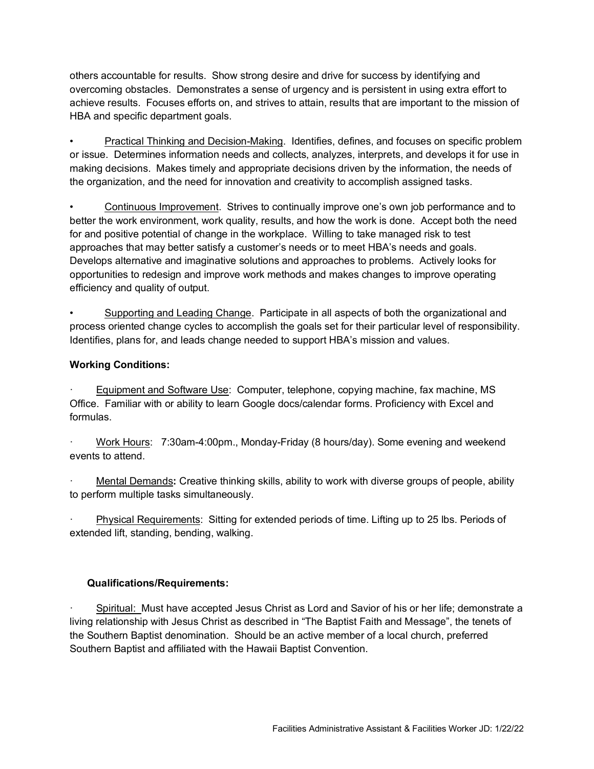others accountable for results. Show strong desire and drive for success by identifying and overcoming obstacles. Demonstrates a sense of urgency and is persistent in using extra effort to achieve results. Focuses efforts on, and strives to attain, results that are important to the mission of HBA and specific department goals.

- Practical Thinking and Decision-Making. Identifies, defines, and focuses on specific problem or issue. Determines information needs and collects, analyzes, interprets, and develops it for use in making decisions. Makes timely and appropriate decisions driven by the information, the needs of the organization, and the need for innovation and creativity to accomplish assigned tasks.

- Continuous Improvement. Strives to continually improve one's own job performance and to better the work environment, work quality, results, and how the work is done. Accept both the need for and positive potential of change in the workplace. Willing to take managed risk to test approaches that may better satisfy a customer's needs or to meet HBA's needs and goals. Develops alternative and imaginative solutions and approaches to problems. Actively looks for opportunities to redesign and improve work methods and makes changes to improve operating efficiency and quality of output.

- Supporting and Leading Change. Participate in all aspects of both the organizational and process oriented change cycles to accomplish the goals set for their particular level of responsibility. Identifies, plans for, and leads change needed to support HBA's mission and values.

**Working Conditions:**

- Equipment and Software Use: Computer, telephone, copying machine, fax machine, MS Office. Familiar with or ability to learn Google docs/calendar forms. Proficiency with Excel and formulas.

- Work Hours: 7:30am-4:00pm., Monday-Friday (8 hours/day). Some evening and weekend events to attend.

- Mental Demands**:** Creative thinking skills, ability to work with diverse groups of people, ability to perform multiple tasks simultaneously.

- Physical Requirements: Sitting for extended periods of time. Lifting up to 25 lbs. Periods of extended lift, standing, bending, walking.

**Qualifications/Requirements:**

- Spiritual: Must have accepted Jesus Christ as Lord and Savior of his or her life; demonstrate a living relationship with Jesus Christ as described in "The Baptist Faith and Message", the tenets of the Southern Baptist denomination. Should be an active member of a local church, preferred Southern Baptist and affiliated with the Hawaii Baptist Convention.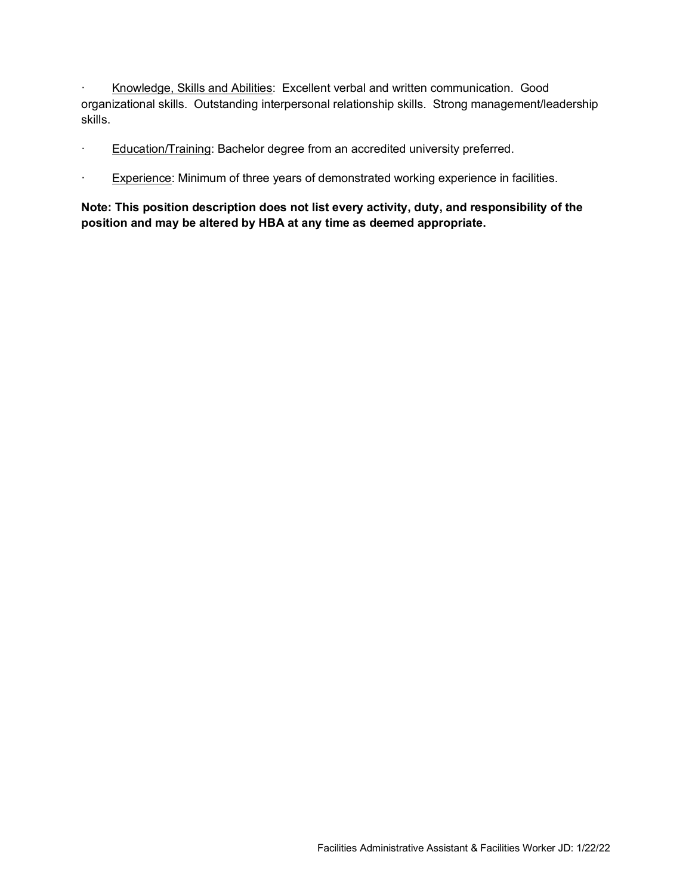- Knowledge, Skills and Abilities: Excellent verbal and written communication. Good organizational skills. Outstanding interpersonal relationship skills. Strong management/leadership skills.

- Education/Training: Bachelor degree from an accredited university preferred.

- Experience: Minimum of three years of demonstrated working experience in facilities.

**Note: This position description does not list every activity, duty, and responsibility of the position and may be altered by HBA at any time as deemed appropriate.**